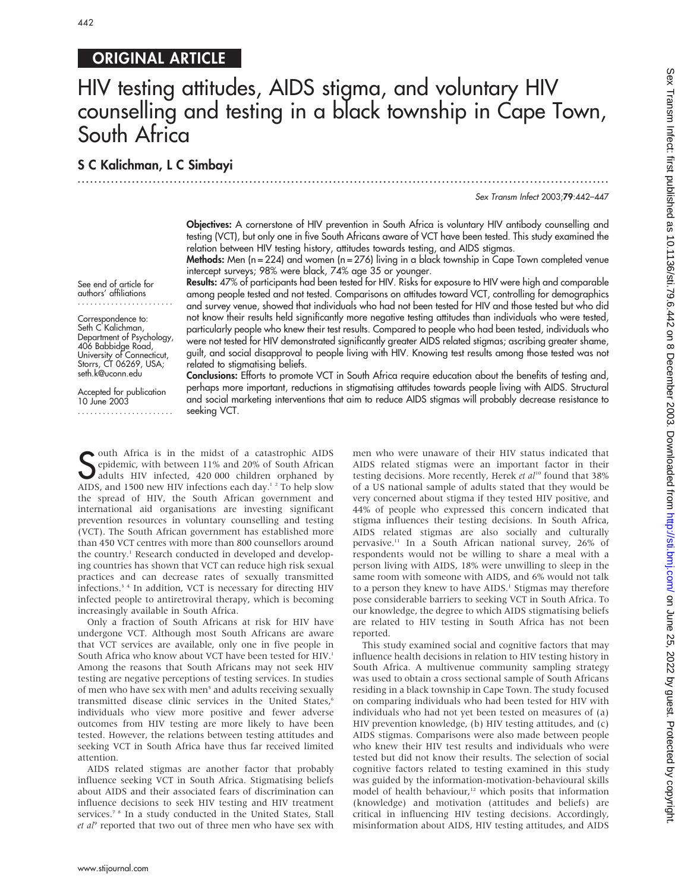## ORIGINAL ARTICLE

# HIV testing attitudes, AIDS stigma, and voluntary HIV counselling and testing in a black township in Cape Town, South Africa

## S C Kalichman, L C Simbayi

See end of article for authors' affiliations

Correspondence to: Seth C Kalichman, Department of Psychology, 406 Babbidge Road, University of Connecticut, Storrs, CT 06269, USA; seth.k@uconn.edu

Accepted for publication 10 June 2003

**Objectives:** A cornerstone of HIV prevention in South Africa is voluntary HIV antibody counselling and testing (VCT), but only one in five South Africans aware of VCT have been tested. This study examined the relation between HIV testing history, attitudes towards testing, and AIDS stigmas.

**Methods:** Men (n = 224) and women (n = 276) living in a black township in Cape Town completed venue intercept surveys; 98% were black, 74% age 35 or younger.

**Results:** 47% of participants had been tested for HIV. Risks for exposure to HIV were high and comparable among people tested and not tested. Comparisons on attitudes toward VCT, controlling for demographics and survey venue, showed that individuals who had not been tested for HIV and those tested but who did not know their results held significantly more negative testing attitudes than individuals who were tested, particularly people who knew their test results. Compared to people who had been tested, individuals who were not tested for HIV demonstrated significantly greater AIDS related stigmas; ascribing greater shame, guilt, and social disapproval to people living with HIV. Knowing test results among those tested was not related to stigmatising beliefs.

**Conclusions:** Efforts to promote VCT in South Africa require education about the benefits of testing and, perhaps more important, reductions in stigmatising attitudes towards people living with AIDS. Structural and social marketing interventions that aim to reduce AIDS stigmas will probably decrease resistance to seeking VCT.

South Africa is in the midst of a catastrophic AIDS epidemic, with between 11% and 20% of South African adults HIV infected, 420 000 children orphaned by AIDS, and 1500 new HIV infections each day.[1,2] To help slow the spread of HIV, the South African government and international aid organisations are investing significant prevention resources in voluntary counselling and testing (VCT). The South African government has established more than 450 VCT centres with more than 800 counsellors around the country.[1] Research conducted in developed and developing countries has shown that VCT can reduce high risk sexual practices and can decrease rates of sexually transmitted infections.[3,4] In addition, VCT is necessary for directing HIV infected people to antiretroviral therapy, which is becoming increasingly available in South Africa.

Only a fraction of South Africans at risk for HIV have undergone VCT. Although most South Africans are aware that VCT services are available, only one in five people in South Africa who know about VCT have been tested for HIV.[1] Among the reasons that South Africans may not seek HIV testing are negative perceptions of testing services. In studies of men who have sex with men[5] and adults receiving sexually transmitted disease clinic services in the United States,[6] individuals who view more positive and fewer adverse outcomes from HIV testing are more likely to have been tested. However, the relations between testing attitudes and seeking VCT in South Africa have thus far received limited attention.

AIDS related stigmas are another factor that probably influence seeking VCT in South Africa. Stigmatising beliefs about AIDS and their associated fears of discrimination can influence decisions to seek HIV testing and HIV treatment services.[7,8] In a study conducted in the United States, Stall *et al*[9] reported that two out of three men who have sex with men who were unaware of their HIV status indicated that AIDS related stigmas were an important factor in their testing decisions. More recently, Herek *et al*[10] found that 38% of a US national sample of adults stated that they would be very concerned about stigma if they tested HIV positive, and 44% of people who expressed this concern indicated that stigma influences their testing decisions. In South Africa, AIDS related stigmas are also socially and culturally pervasive.[11] In a South African national survey, 26% of respondents would not be willing to share a meal with a person living with AIDS, 18% were unwilling to sleep in the same room with someone with AIDS, and 6% would not talk to a person they knew to have AIDS.[1] Stigmas may therefore pose considerable barriers to seeking VCT in South Africa. To our knowledge, the degree to which AIDS stigmatising beliefs are related to HIV testing in South Africa has not been reported.

This study examined social and cognitive factors that may influence health decisions in relation to HIV testing history in South Africa. A multivenue community sampling strategy was used to obtain a cross sectional sample of South Africans residing in a black township in Cape Town. The study focused on comparing individuals who had been tested for HIV with individuals who had not yet been tested on measures of (a) HIV prevention knowledge, (b) HIV testing attitudes, and (c) AIDS stigmas. Comparisons were also made between people who knew their HIV test results and individuals who were tested but did not know their results. The selection of social cognitive factors related to testing examined in this study was guided by the information-motivation-behavioural skills model of health behaviour,[12] which posits that information (knowledge) and motivation (attitudes and beliefs) are critical in influencing HIV testing decisions. Accordingly, misinformation about AIDS, HIV testing attitudes, and AIDS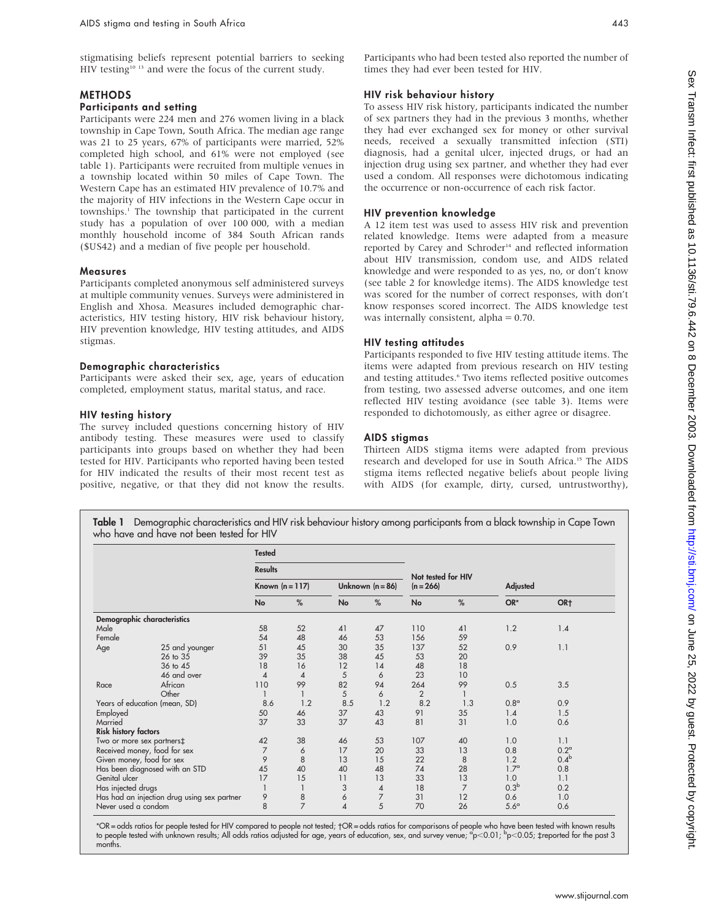stigmatising beliefs represent potential barriers to seeking HIV testing[10 13] and were the focus of the current study.

## METHODS

### Participants and setting

Participants were 224 men and 276 women living in a black township in Cape Town, South Africa. The median age range was 21 to 25 years, 67% of participants were married, 52% completed high school, and 61% were not employed (see table 1). Participants were recruited from multiple venues in a township located within 50 miles of Cape Town. The Western Cape has an estimated HIV prevalence of 10.7% and the majority of HIV infections in the Western Cape occur in townships.[1] The township that participated in the current study has a population of over 100 000, with a median monthly household income of 384 South African rands ($US42) and a median of five people per household.

### Measures

Participants completed anonymous self administered surveys at multiple community venues. Surveys were administered in English and Xhosa. Measures included demographic characteristics, HIV testing history, HIV risk behaviour history, HIV prevention knowledge, HIV testing attitudes, and AIDS stigmas.

### Demographic characteristics

Participants were asked their sex, age, years of education completed, employment status, marital status, and race.

### HIV testing history

The survey included questions concerning history of HIV antibody testing. These measures were used to classify participants into groups based on whether they had been tested for HIV. Participants who reported having been tested for HIV indicated the results of their most recent test as positive, negative, or that they did not know the results. Participants who had been tested also reported the number of times they had ever been tested for HIV.

### HIV risk behaviour history

To assess HIV risk history, participants indicated the number of sex partners they had in the previous 3 months, whether they had ever exchanged sex for money or other survival needs, received a sexually transmitted infection (STI) diagnosis, had a genital ulcer, injected drugs, or had an injection drug using sex partner, and whether they had ever used a condom. All responses were dichotomous indicating the occurrence or non-occurrence of each risk factor.

### HIV prevention knowledge

A 12 item test was used to assess HIV risk and prevention related knowledge. Items were adapted from a measure reported by Carey and Schroder[14] and reflected information about HIV transmission, condom use, and AIDS related knowledge and were responded to as yes, no, or don't know (see table 2 for knowledge items). The AIDS knowledge test was scored for the number of correct responses, with don't know responses scored incorrect. The AIDS knowledge test was internally consistent, alpha = 0.70.

### HIV testing attitudes

Participants responded to five HIV testing attitude items. The items were adapted from previous research on HIV testing and testing attitudes.[6] Two items reflected positive outcomes from testing, two assessed adverse outcomes, and one item reflected HIV testing avoidance (see table 3). Items were responded to dichotomously, as either agree or disagree.

### AIDS stigmas

Thirteen AIDS stigma items were adapted from previous research and developed for use in South Africa.[15] The AIDS stigma items reflected negative beliefs about people living with AIDS (for example, dirty, cursed, untrustworthy),

**Table 1** Demographic characteristics and HIV risk behaviour history among participants from a black township in Cape Town who have and have not been tested for HIV

| | | Tested | | | | | | | |
|---|---|---|---|---|---|---|---|---|---|
| | | Results | | | | Not tested for HIV | | Adjusted | |
| | | Known (n = 117) | | Unknown (n = 86) | | (n = 266) | | | |
| | | No | % | No | % | No | % | OR* | OR† |
| **Demographic characteristics** | | | | | | | | | |
| Male | | 58 | 52 | 41 | 47 | 110 | 41 | 1.2 | 1.4 |
| Female | | 54 | 48 | 46 | 53 | 156 | 59 | | |
| Age | 25 and younger | 51 | 45 | 30 | 35 | 137 | 52 | 0.9 | 1.1 |
| | 26 to 35 | 39 | 35 | 38 | 45 | 53 | 20 | | |
| | 36 to 45 | 18 | 16 | 12 | 14 | 48 | 18 | | |
| | 46 and over | 4 | 4 | 5 | 6 | 23 | 10 | | |
| Race | African | 110 | 99 | 82 | 94 | 264 | 99 | 0.5 | 3.5 |
| | Other | 1 | 1 | 5 | 6 | 2 | 1 | | |
| Years of education (mean, SD) | | 8.6 | 1.2 | 8.5 | 1.2 | 8.2 | 1.3 | 0.8[a] | 0.9 |
| Employed | | 50 | 46 | 37 | 43 | 91 | 35 | 1.4 | 1.5 |
| Married | | 37 | 33 | 37 | 43 | 81 | 31 | 1.0 | 0.6 |
| **Risk history factors** | | | | | | | | | |
| Two or more sex partners‡ | | 42 | 38 | 46 | 53 | 107 | 40 | 1.0 | 1.1 |
| Received money, food for sex | | 7 | 6 | 17 | 20 | 33 | 13 | 0.8 | 0.2[a] |
| Given money, food for sex | | 9 | 8 | 13 | 15 | 22 | 8 | 1.2 | 0.4[b] |
| Has been diagnosed with an STD | | 45 | 40 | 40 | 48 | 74 | 28 | 1.7[a] | 0.8 |
| Genital ulcer | | 17 | 15 | 11 | 13 | 33 | 13 | 1.0 | 1.1 |
| Has injected drugs | | 1 | 1 | 3 | 4 | 18 | 7 | 0.3[b] | 0.2 |
| Has had an injection drug using sex partner | | 9 | 8 | 6 | 7 | 31 | 12 | 0.6 | 1.0 |
| Never used a condom | | 8 | 7 | 4 | 5 | 70 | 26 | 5.6[a] | 0.6 |

*OR = odds ratios for people tested for HIV compared to people not tested; †OR = odds ratios for comparisons of people who have been tested with known results to people tested with unknown results; All odds ratios adjusted for age, years of education, sex, and survey venue; [a]$p<0.01$; [b]$p<0.05$; ‡reported for the past 3 months.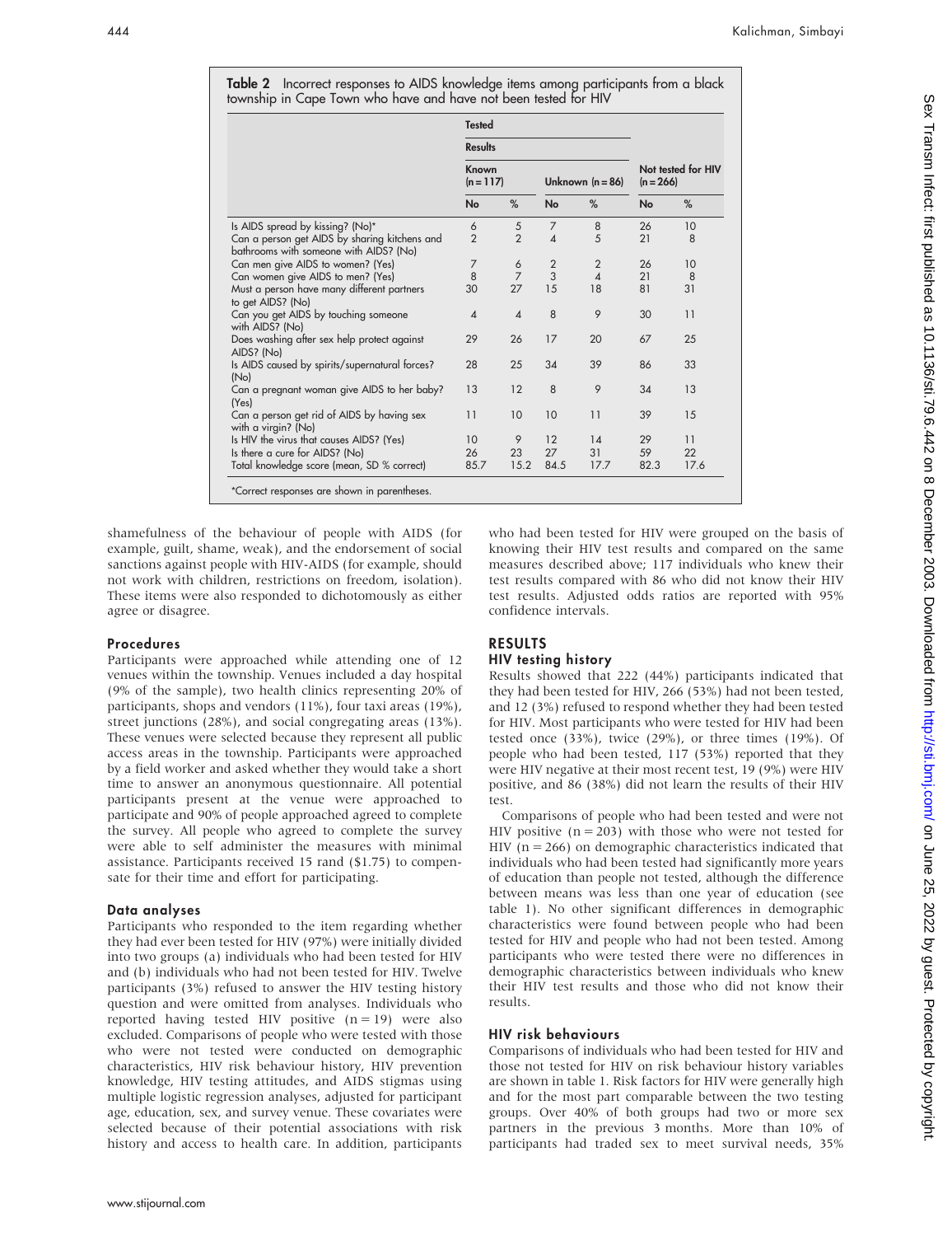**Table 2** Incorrect responses to AIDS knowledge items among participants from a black township in Cape Town who have and have not been tested for HIV

| | Tested | | | | | |
|---|---|---|---|---|---|---|
| | Results | | | | | |
| | Known (n = 117) | | Unknown (n = 86) | | Not tested for HIV (n = 266) | |
| | No | % | No | % | No | % |
| Is AIDS spread by kissing? (No)* | 6 | 5 | 7 | 8 | 26 | 10 |
| Can a person get AIDS by sharing kitchens and bathrooms with someone with AIDS? (No) | 2 | 2 | 4 | 5 | 21 | 8 |
| Can men give AIDS to women? (Yes) | 7 | 6 | 2 | 2 | 26 | 10 |
| Can women give AIDS to men? (Yes) | 8 | 7 | 3 | 4 | 21 | 8 |
| Must a person have many different partners to get AIDS? (No) | 30 | 27 | 15 | 18 | 81 | 31 |
| Can you get AIDS by touching someone with AIDS? (No) | 4 | 4 | 8 | 9 | 30 | 11 |
| Does washing after sex help protect against AIDS? (No) | 29 | 26 | 17 | 20 | 67 | 25 |
| Is AIDS caused by spirits/supernatural forces? (No) | 28 | 25 | 34 | 39 | 86 | 33 |
| Can a pregnant woman give AIDS to her baby? (Yes) | 13 | 12 | 8 | 9 | 34 | 13 |
| Can a person get rid of AIDS by having sex with a virgin? (No) | 11 | 10 | 10 | 11 | 39 | 15 |
| Is HIV the virus that causes AIDS? (Yes) | 10 | 9 | 12 | 14 | 29 | 11 |
| Is there a cure for AIDS? (No) | 26 | 23 | 27 | 31 | 59 | 22 |
| Total knowledge score (mean, SD % correct) | 85.7 | 15.2 | 84.5 | 17.7 | 82.3 | 17.6 |

*Correct responses are shown in parentheses.

shamefulness of the behaviour of people with AIDS (for example, guilt, shame, weak), and the endorsement of social sanctions against people with HIV-AIDS (for example, should not work with children, restrictions on freedom, isolation). These items were also responded to dichotomously as either agree or disagree.

### Procedures

Participants were approached while attending one of 12 venues within the township. Venues included a day hospital (9% of the sample), two health clinics representing 20% of participants, shops and vendors (11%), four taxi areas (19%), street junctions (28%), and social congregating areas (13%). These venues were selected because they represent all public access areas in the township. Participants were approached by a field worker and asked whether they would take a short time to answer an anonymous questionnaire. All potential participants present at the venue were approached to participate and 90% of people approached agreed to complete the survey. All people who agreed to complete the survey were able to self administer the measures with minimal assistance. Participants received 15 rand ($1.75) to compensate for their time and effort for participating.

### Data analyses

Participants who responded to the item regarding whether they had ever been tested for HIV (97%) were initially divided into two groups (a) individuals who had been tested for HIV and (b) individuals who had not been tested for HIV. Twelve participants (3%) refused to answer the HIV testing history question and were omitted from analyses. Individuals who reported having tested HIV positive (n = 19) were also excluded. Comparisons of people who were tested with those who were not tested were conducted on demographic characteristics, HIV risk behaviour history, HIV prevention knowledge, HIV testing attitudes, and AIDS stigmas using multiple logistic regression analyses, adjusted for participant age, education, sex, and survey venue. These covariates were selected because of their potential associations with risk history and access to health care. In addition, participants who had been tested for HIV were grouped on the basis of knowing their HIV test results and compared on the same measures described above; 117 individuals who knew their test results compared with 86 who did not know their HIV test results. Adjusted odds ratios are reported with 95% confidence intervals.

## RESULTS

### HIV testing history

Results showed that 222 (44%) participants indicated that they had been tested for HIV, 266 (53%) had not been tested, and 12 (3%) refused to respond whether they had been tested for HIV. Most participants who were tested for HIV had been tested once (33%), twice (29%), or three times (19%). Of people who had been tested, 117 (53%) reported that they were HIV negative at their most recent test, 19 (9%) were HIV positive, and 86 (38%) did not learn the results of their HIV test.

Comparisons of people who had been tested and were not HIV positive (n = 203) with those who were not tested for HIV (n = 266) on demographic characteristics indicated that individuals who had been tested had significantly more years of education than people not tested, although the difference between means was less than one year of education (see table 1). No other significant differences in demographic characteristics were found between people who had been tested for HIV and people who had not been tested. Among participants who were tested there were no differences in demographic characteristics between individuals who knew their HIV test results and those who did not know their results.

### HIV risk behaviours

Comparisons of individuals who had been tested for HIV and those not tested for HIV on risk behaviour history variables are shown in table 1. Risk factors for HIV were generally high and for the most part comparable between the two testing groups. Over 40% of both groups had two or more sex partners in the previous 3 months. More than 10% of participants had traded sex to meet survival needs, 35%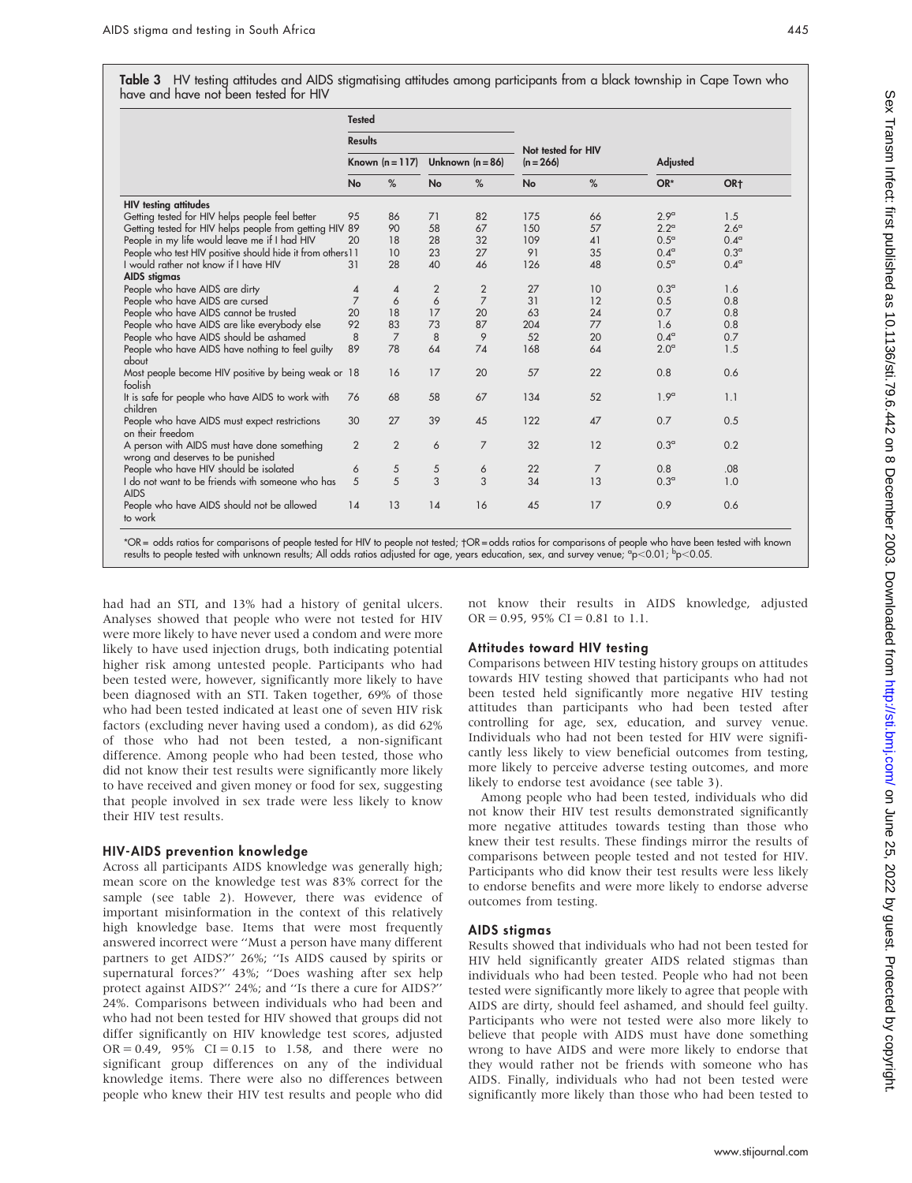**Table 3** HV testing attitudes and AIDS stigmatising attitudes among participants from a black township in Cape Town who have and have not been tested for HIV

| | Tested | | | | Not tested for HIV (n = 266) | | Adjusted | |
|---|---|---|---|---|---|---|---|---|
| | Results | | | | | | | |
| | Known (n = 117) | | Unknown (n = 86) | | | | | |
| | No | % | No | % | No | % | OR* | OR† |
| **HIV testing attitudes** | | | | | | | | |
| Getting tested for HIV helps people feel better | 95 | 86 | 71 | 82 | 175 | 66 | 2.9[a] | 1.5 |
| Getting tested for HIV helps people from getting HIV | 89 | 90 | 58 | 67 | 150 | 57 | 2.2[a] | 2.6[a] |
| People in my life would leave me if I had HIV | 20 | 18 | 28 | 32 | 109 | 41 | 0.5[a] | 0.4[a] |
| People who test HIV positive should hide it from others | 11 | 10 | 23 | 27 | 91 | 35 | 0.4[a] | 0.3[a] |
| I would rather not know if I have HIV | 31 | 28 | 40 | 46 | 126 | 48 | 0.5[a] | 0.4[a] |
| **AIDS stigmas** | | | | | | | | |
| People who have AIDS are dirty | 4 | 4 | 2 | 2 | 27 | 10 | 0.3[a] | 1.6 |
| People who have AIDS are cursed | 7 | 6 | 6 | 7 | 31 | 12 | 0.5 | 0.8 |
| People who have AIDS cannot be trusted | 20 | 18 | 17 | 20 | 63 | 24 | 0.7 | 0.8 |
| People who have AIDS are like everybody else | 92 | 83 | 73 | 87 | 204 | 77 | 1.6 | 0.8 |
| People who have AIDS should be ashamed | 8 | 7 | 8 | 9 | 52 | 20 | 0.4[a] | 0.7 |
| People who have AIDS have nothing to feel guilty about | 89 | 78 | 64 | 74 | 168 | 64 | 2.0[a] | 1.5 |
| Most people become HIV positive by being weak or foolish | 18 | 16 | 17 | 20 | 57 | 22 | 0.8 | 0.6 |
| It is safe for people who have AIDS to work with children | 76 | 68 | 58 | 67 | 134 | 52 | 1.9[a] | 1.1 |
| People who have AIDS must expect restrictions on their freedom | 30 | 27 | 39 | 45 | 122 | 47 | 0.7 | 0.5 |
| A person with AIDS must have done something wrong and deserves to be punished | 2 | 2 | 6 | 7 | 32 | 12 | 0.3[a] | 0.2 |
| People who have HIV should be isolated | 6 | 5 | 5 | 6 | 22 | 7 | 0.8 | .08 |
| I do not want to be friends with someone who has AIDS | 5 | 5 | 3 | 3 | 34 | 13 | 0.3[a] | 1.0 |
| People who have AIDS should not be allowed to work | 14 | 13 | 14 | 16 | 45 | 17 | 0.9 | 0.6 |

*OR = odds ratios for comparisons of people tested for HIV to people not tested; †OR = odds ratios for comparisons of people who have been tested with known results to people tested with unknown results; All odds ratios adjusted for age, years education, sex, and survey venue; [a]$p<0.01$; [b]$p<0.05$.

had had an STI, and 13% had a history of genital ulcers. Analyses showed that people who were not tested for HIV were more likely to have never used a condom and were more likely to have used injection drugs, both indicating potential higher risk among untested people. Participants who had been tested were, however, significantly more likely to have been diagnosed with an STI. Taken together, 69% of those who had been tested indicated at least one of seven HIV risk factors (excluding never having used a condom), as did 62% of those who had not been tested, a non-significant difference. Among people who had been tested, those who did not know their test results were significantly more likely to have received and given money or food for sex, suggesting that people involved in sex trade were less likely to know their HIV test results.

### HIV-AIDS prevention knowledge

Across all participants AIDS knowledge was generally high; mean score on the knowledge test was 83% correct for the sample (see table 2). However, there was evidence of important misinformation in the context of this relatively high knowledge base. Items that were most frequently answered incorrect were "Must a person have many different partners to get AIDS?" 26%; "Is AIDS caused by spirits or supernatural forces?" 43%; "Does washing after sex help protect against AIDS?" 24%; and "Is there a cure for AIDS?" 24%. Comparisons between individuals who had been and who had not been tested for HIV showed that groups did not differ significantly on HIV knowledge test scores, adjusted OR = 0.49, 95% CI = 0.15 to 1.58, and there were no significant group differences on any of the individual knowledge items. There were also no differences between people who knew their HIV test results and people who did not know their results in AIDS knowledge, adjusted OR = 0.95, 95% CI = 0.81 to 1.1.

### Attitudes toward HIV testing

Comparisons between HIV testing history groups on attitudes towards HIV testing showed that participants who had not been tested held significantly more negative HIV testing attitudes than participants who had been tested after controlling for age, sex, education, and survey venue. Individuals who had not been tested for HIV were significantly less likely to view beneficial outcomes from testing, more likely to perceive adverse testing outcomes, and more likely to endorse test avoidance (see table 3).

Among people who had been tested, individuals who did not know their HIV test results demonstrated significantly more negative attitudes towards testing than those who knew their test results. These findings mirror the results of comparisons between people tested and not tested for HIV. Participants who did know their test results were less likely to endorse benefits and were more likely to endorse adverse outcomes from testing.

### AIDS stigmas

Results showed that individuals who had not been tested for HIV held significantly greater AIDS related stigmas than individuals who had been tested. People who had not been tested were significantly more likely to agree that people with AIDS are dirty, should feel ashamed, and should feel guilty. Participants who were not tested were also more likely to believe that people with AIDS must have done something wrong to have AIDS and were more likely to endorse that they would rather not be friends with someone who has AIDS. Finally, individuals who had not been tested were significantly more likely than those who had been tested to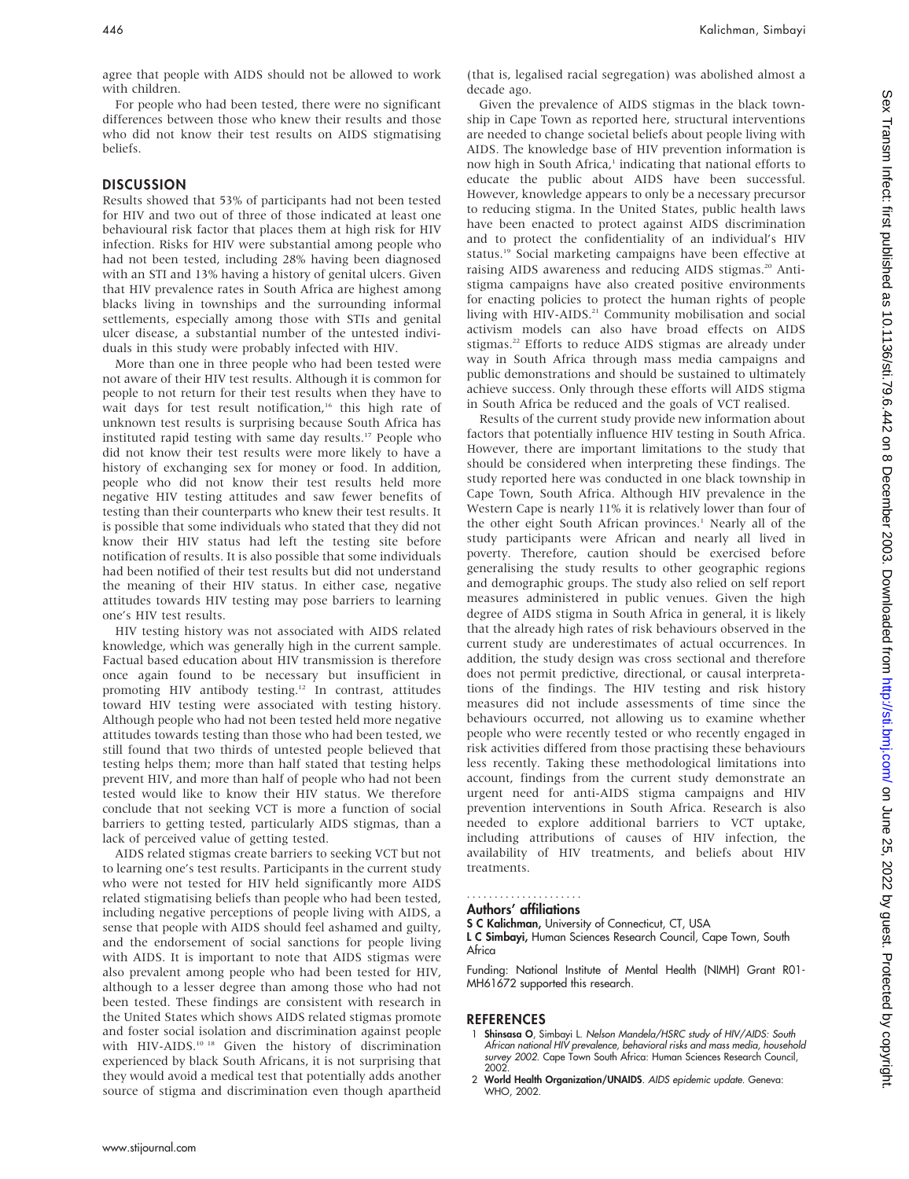agree that people with AIDS should not be allowed to work with children.

For people who had been tested, there were no significant differences between those who knew their results and those who did not know their test results on AIDS stigmatising beliefs.

## DISCUSSION

Results showed that 53% of participants had not been tested for HIV and two out of three of those indicated at least one behavioural risk factor that places them at high risk for HIV infection. Risks for HIV were substantial among people who had not been tested, including 28% having been diagnosed with an STI and 13% having a history of genital ulcers. Given that HIV prevalence rates in South Africa are highest among blacks living in townships and the surrounding informal settlements, especially among those with STIs and genital ulcer disease, a substantial number of the untested individuals in this study were probably infected with HIV.

More than one in three people who had been tested were not aware of their HIV test results. Although it is common for people to not return for their test results when they have to wait days for test result notification,[16] this high rate of unknown test results is surprising because South Africa has instituted rapid testing with same day results.[17] People who did not know their test results were more likely to have a history of exchanging sex for money or food. In addition, people who did not know their test results held more negative HIV testing attitudes and saw fewer benefits of testing than their counterparts who knew their test results. It is possible that some individuals who stated that they did not know their HIV status had left the testing site before notification of results. It is also possible that some individuals had been notified of their test results but did not understand the meaning of their HIV status. In either case, negative attitudes towards HIV testing may pose barriers to learning one's HIV test results.

HIV testing history was not associated with AIDS related knowledge, which was generally high in the current sample. Factual based education about HIV transmission is therefore once again found to be necessary but insufficient in promoting HIV antibody testing.[12] In contrast, attitudes toward HIV testing were associated with testing history. Although people who had not been tested held more negative attitudes towards testing than those who had been tested, we still found that two thirds of untested people believed that testing helps them; more than half stated that testing helps prevent HIV, and more than half of people who had not been tested would like to know their HIV status. We therefore conclude that not seeking VCT is more a function of social barriers to getting tested, particularly AIDS stigmas, than a lack of perceived value of getting tested.

AIDS related stigmas create barriers to seeking VCT but not to learning one's test results. Participants in the current study who were not tested for HIV held significantly more AIDS related stigmatising beliefs than people who had been tested, including negative perceptions of people living with AIDS, a sense that people with AIDS should feel ashamed and guilty, and the endorsement of social sanctions for people living with AIDS. It is important to note that AIDS stigmas were also prevalent among people who had been tested for HIV, although to a lesser degree than among those who had not been tested. These findings are consistent with research in the United States which shows AIDS related stigmas promote and foster social isolation and discrimination against people with HIV-AIDS.[10,18] Given the history of discrimination experienced by black South Africans, it is not surprising that they would avoid a medical test that potentially adds another source of stigma and discrimination even though apartheid (that is, legalised racial segregation) was abolished almost a decade ago.

Given the prevalence of AIDS stigmas in the black township in Cape Town as reported here, structural interventions are needed to change societal beliefs about people living with AIDS. The knowledge base of HIV prevention information is now high in South Africa,[1] indicating that national efforts to educate the public about AIDS have been successful. However, knowledge appears to only be a necessary precursor to reducing stigma. In the United States, public health laws have been enacted to protect against AIDS discrimination and to protect the confidentiality of an individual's HIV status.[19] Social marketing campaigns have been effective at raising AIDS awareness and reducing AIDS stigmas.[20] Anti-stigma campaigns have also created positive environments for enacting policies to protect the human rights of people living with HIV-AIDS.[21] Community mobilisation and social activism models can also have broad effects on AIDS stigmas.[22] Efforts to reduce AIDS stigmas are already under way in South Africa through mass media campaigns and public demonstrations and should be sustained to ultimately achieve success. Only through these efforts will AIDS stigma in South Africa be reduced and the goals of VCT realised.

Results of the current study provide new information about factors that potentially influence HIV testing in South Africa. However, there are important limitations to the study that should be considered when interpreting these findings. The study reported here was conducted in one black township in Cape Town, South Africa. Although HIV prevalence in the Western Cape is nearly 11% it is relatively lower than four of the other eight South African provinces.[1] Nearly all of the study participants were African and nearly all lived in poverty. Therefore, caution should be exercised before generalising the study results to other geographic regions and demographic groups. The study also relied on self report measures administered in public venues. Given the high degree of AIDS stigma in South Africa in general, it is likely that the already high rates of risk behaviours observed in the current study are underestimates of actual occurrences. In addition, the study design was cross sectional and therefore does not permit predictive, directional, or causal interpretations of the findings. The HIV testing and risk history measures did not include assessments of time since the behaviours occurred, not allowing us to examine whether people who were recently tested or who recently engaged in risk activities differed from those practising these behaviours less recently. Taking these methodological limitations into account, findings from the current study demonstrate an urgent need for anti-AIDS stigma campaigns and HIV prevention interventions in South Africa. Research is also needed to explore additional barriers to VCT uptake, including attributions of causes of HIV infection, the availability of HIV treatments, and beliefs about HIV treatments.

### Authors' affiliations

**S C Kalichman,** University of Connecticut, CT, USA
**L C Simbayi,** Human Sciences Research Council, Cape Town, South Africa

Funding: National Institute of Mental Health (NIMH) Grant R01-MH61672 supported this research.

## REFERENCES

1. **Shinsasa O**, Simbayi L. *Nelson Mandela/HSRC study of HIV/AIDS: South African national HIV prevalence, behavioral risks and mass media, household survey 2002.* Cape Town South Africa: Human Sciences Research Council, 2002.
2. **World Health Organization/UNAIDS**. *AIDS epidemic update.* Geneva: WHO, 2002.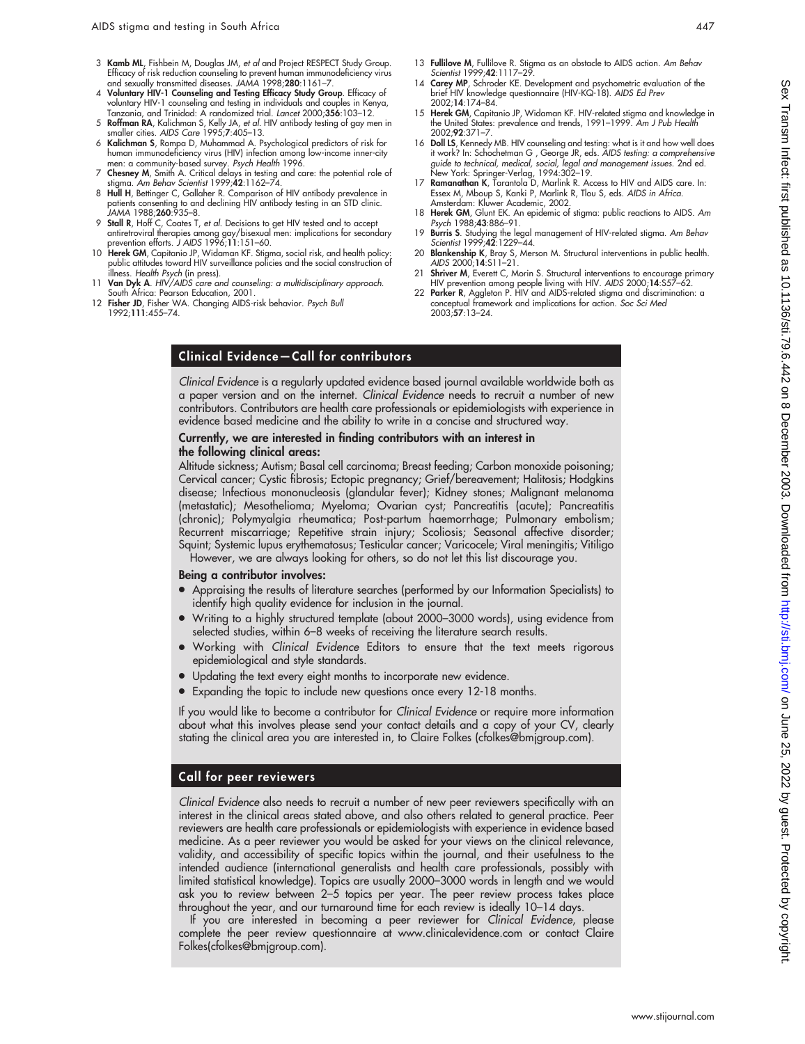3 **Kamb ML**, Fishbein M, Douglas JM, *et al* and Project RESPECT Study Group. Efficacy of risk reduction counseling to prevent human immunodeficiency virus and sexually transmitted diseases. *JAMA* 1998;**280**:1161–7.
4 **Voluntary HIV-1 Counseling and Testing Efficacy Study Group**. Efficacy of voluntary HIV-1 counseling and testing in individuals and couples in Kenya, Tanzania, and Trinidad: A randomized trial. *Lancet* 2000;**356**:103–12.
5 **Roffman RA**, Kalichman S, Kelly JA, *et al*. HIV antibody testing of gay men in smaller cities. *AIDS Care* 1995;**7**:405–13.
6 **Kalichman S**, Rompa D, Muhammad A. Psychological predictors of risk for human immunodeficiency virus (HIV) infection among low-income inner-city men: a community-based survey. *Psych Health* 1996.
7 **Chesney M**, Smith A. Critical delays in testing and care: the potential role of stigma. *Am Behav Scientist* 1999;**42**:1162–74.
8 **Hull H**, Bettinger C, Gallaher R. Comparison of HIV antibody prevalence in patients consenting to and declining HIV antibody testing in an STD clinic. *JAMA* 1988;**260**:935–8.
9 **Stall R**, Hoff C, Coates T, *et al*. Decisions to get HIV tested and to accept antiretroviral therapies among gay/bisexual men: implications for secondary prevention efforts. *J AIDS* 1996;**11**:151–60.
10 **Herek GM**, Capitanio JP, Widaman KF. Stigma, social risk, and health policy: public attitudes toward HIV surveillance policies and the social construction of illness. *Health Psych* (in press).
11 **Van Dyk A**. *HIV/AIDS care and counseling: a multidisciplinary approach.* South Africa: Pearson Education, 2001.
12 **Fisher JD**, Fisher WA. Changing AIDS-risk behavior. *Psych Bull* 1992;**111**:455–74.
13 **Fullilove M**, Fullilove R. Stigma as an obstacle to AIDS action. *Am Behav Scientist* 1999;**42**:1117–29.
14 **Carey MP**, Schroder KE. Development and psychometric evaluation of the brief HIV knowledge questionnaire (HIV-KQ-18). *AIDS Ed Prev* 2002;**14**:174–84.
15 **Herek GM**, Capitanio JP, Widaman KF. HIV-related stigma and knowledge in the United States: prevalence and trends, 1991–1999. *Am J Pub Health* 2002;**92**:371–7.
16 **Doll LS**, Kennedy MB. HIV counseling and testing: what is it and how well does it work? In: Schochetman G , George JR, eds. *AIDS testing: a comprehensive guide to technical, medical, social, legal and management issues.* 2nd ed. New York: Springer-Verlag, 1994:302–19.
17 **Ramanathan K**, Tarantola D, Marlink R. Access to HIV and AIDS care. In: Essex M, Mboup S, Kanki P, Marlink R, Tlou S, eds. *AIDS in Africa.* Amsterdam: Kluwer Academic, 2002.
18 **Herek GM**, Glunt EK. An epidemic of stigma: public reactions to AIDS. *Am Psych* 1988;**43**:886–91.
19 **Burris S**. Studying the legal management of HIV-related stigma. *Am Behav Scientist* 1999;**42**:1229–44.
20 **Blankenship K**, Bray S, Merson M. Structural interventions in public health. *AIDS* 2000;**14**:S11–21.
21 **Shriver M**, Everett C, Morin S. Structural interventions to encourage primary HIV prevention among people living with HIV. *AIDS* 2000;**14**:S57–62.
22 **Parker R**, Aggleton P. HIV and AIDS-related stigma and discrimination: a conceptual framework and implications for action. *Soc Sci Med* 2003;**57**:13–24.

## Clinical Evidence—Call for contributors

*Clinical Evidence* is a regularly updated evidence based journal available worldwide both as a paper version and on the internet. *Clinical Evidence* needs to recruit a number of new contributors. Contributors are health care professionals or epidemiologists with experience in evidence based medicine and the ability to write in a concise and structured way.

### Currently, we are interested in finding contributors with an interest in the following clinical areas:

Altitude sickness; Autism; Basal cell carcinoma; Breast feeding; Carbon monoxide poisoning; Cervical cancer; Cystic fibrosis; Ectopic pregnancy; Grief/bereavement; Halitosis; Hodgkins disease; Infectious mononucleosis (glandular fever); Kidney stones; Malignant melanoma (metastatic); Mesothelioma; Myeloma; Ovarian cyst; Pancreatitis (acute); Pancreatitis (chronic); Polymyalgia rheumatica; Post-partum haemorrhage; Pulmonary embolism; Recurrent miscarriage; Repetitive strain injury; Scoliosis; Seasonal affective disorder; Squint; Systemic lupus erythematosus; Testicular cancer; Varicocele; Viral meningitis; Vitiligo
However, we are always looking for others, so do not let this list discourage you.

### Being a contributor involves:

- Appraising the results of literature searches (performed by our Information Specialists) to identify high quality evidence for inclusion in the journal.
- Writing to a highly structured template (about 2000–3000 words), using evidence from selected studies, within 6–8 weeks of receiving the literature search results.
- Working with *Clinical Evidence* Editors to ensure that the text meets rigorous epidemiological and style standards.
- Updating the text every eight months to incorporate new evidence.
- Expanding the topic to include new questions once every 12-18 months.

If you would like to become a contributor for *Clinical Evidence* or require more information about what this involves please send your contact details and a copy of your CV, clearly stating the clinical area you are interested in, to Claire Folkes (cfolkes@bmjgroup.com).

## Call for peer reviewers

*Clinical Evidence* also needs to recruit a number of new peer reviewers specifically with an interest in the clinical areas stated above, and also others related to general practice. Peer reviewers are health care professionals or epidemiologists with experience in evidence based medicine. As a peer reviewer you would be asked for your views on the clinical relevance, validity, and accessibility of specific topics within the journal, and their usefulness to the intended audience (international generalists and health care professionals, possibly with limited statistical knowledge). Topics are usually 2000–3000 words in length and we would ask you to review between 2–5 topics per year. The peer review process takes place throughout the year, and our turnaround time for each review is ideally 10–14 days.

If you are interested in becoming a peer reviewer for *Clinical Evidence*, please complete the peer review questionnaire at www.clinicalevidence.com or contact Claire Folkes(cfolkes@bmjgroup.com).